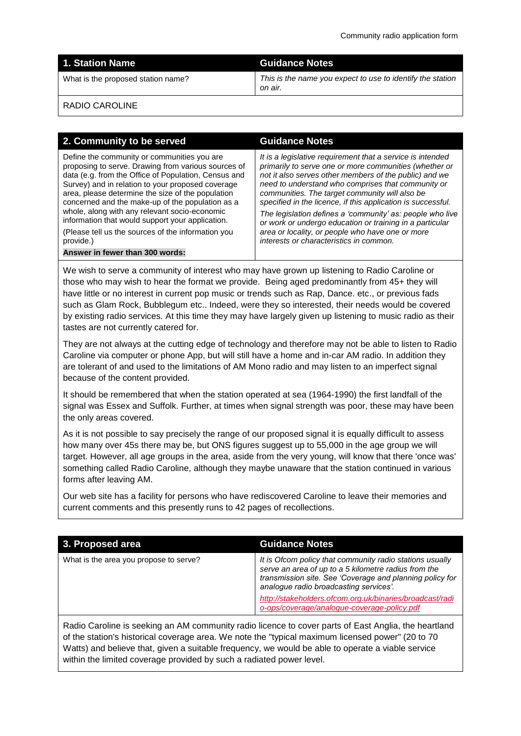| 1. Station Name | Guidance Notes |
|---|---|
| What is the proposed station name? | *This is the name you expect to use to identify the station on air.* |

RADIO CAROLINE

| 2. Community to be served | Guidance Notes |
|---|---|
| Define the community or communities you are proposing to serve. Drawing from various sources of data (e.g. from the Office of Population, Census and Survey) and in relation to your proposed coverage area, please determine the size of the population concerned and the make-up of the population as a whole, along with any relevant socio-economic information that would support your application.<br><br>(Please tell us the sources of the information you provide.)<br><br>**Answer in fewer than 300 words:** | *It is a legislative requirement that a service is intended primarily to serve one or more communities (whether or not it also serves other members of the public) and we need to understand who comprises that community or communities. The target community will also be specified in the licence, if this application is successful.*<br><br>*The legislation defines a 'community' as: people who live or work or undergo education or training in a particular area or locality, or people who have one or more interests or characteristics in common.* |

We wish to serve a community of interest who may have grown up listening to Radio Caroline or those who may wish to hear the format we provide. Being aged predominantly from 45+ they will have little or no interest in current pop music or trends such as Rap, Dance. etc., or previous fads such as Glam Rock, Bubblegum etc.. Indeed, were they so interested, their needs would be covered by existing radio services. At this time they may have largely given up listening to music radio as their tastes are not currently catered for.

They are not always at the cutting edge of technology and therefore may not be able to listen to Radio Caroline via computer or phone App, but will still have a home and in-car AM radio. In addition they are tolerant of and used to the limitations of AM Mono radio and may listen to an imperfect signal because of the content provided.

It should be remembered that when the station operated at sea (1964-1990) the first landfall of the signal was Essex and Suffolk. Further, at times when signal strength was poor, these may have been the only areas covered.

As it is not possible to say precisely the range of our proposed signal it is equally difficult to assess how many over 45s there may be, but ONS figures suggest up to 55,000 in the age group we will target. However, all age groups in the area, aside from the very young, will know that there 'once was' something called Radio Caroline, although they maybe unaware that the station continued in various forms after leaving AM.

Our web site has a facility for persons who have rediscovered Caroline to leave their memories and current comments and this presently runs to 42 pages of recollections.

| 3. Proposed area | Guidance Notes |
|---|---|
| What is the area you propose to serve? | *It is Ofcom policy that community radio stations usually serve an area of up to a 5 kilometre radius from the transmission site. See 'Coverage and planning policy for analogue radio broadcasting services'.*<br><br>*http://stakeholders.ofcom.org.uk/binaries/broadcast/radio-ops/coverage/analogue-coverage-policy.pdf* |

Radio Caroline is seeking an AM community radio licence to cover parts of East Anglia, the heartland of the station's historical coverage area. We note the "typical maximum licensed power" (20 to 70 Watts) and believe that, given a suitable frequency, we would be able to operate a viable service within the limited coverage provided by such a radiated power level.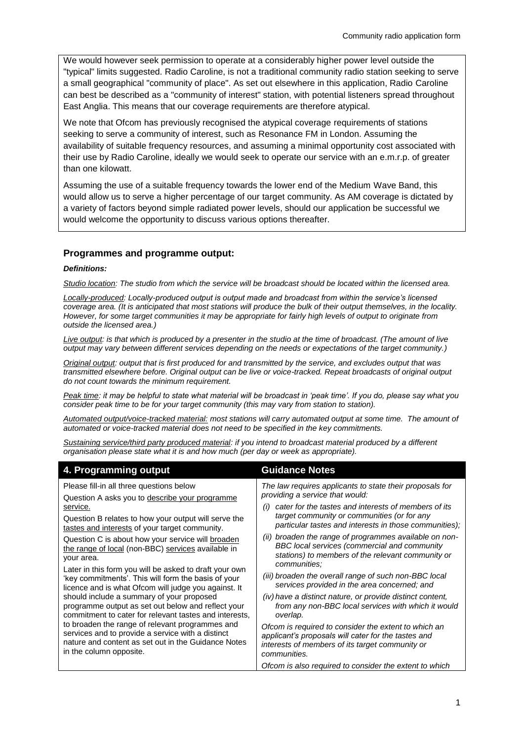We would however seek permission to operate at a considerably higher power level outside the "typical" limits suggested. Radio Caroline, is not a traditional community radio station seeking to serve a small geographical "community of place". As set out elsewhere in this application, Radio Caroline can best be described as a "community of interest" station, with potential listeners spread throughout East Anglia. This means that our coverage requirements are therefore atypical.

We note that Ofcom has previously recognised the atypical coverage requirements of stations seeking to serve a community of interest, such as Resonance FM in London. Assuming the availability of suitable frequency resources, and assuming a minimal opportunity cost associated with their use by Radio Caroline, ideally we would seek to operate our service with an e.m.r.p. of greater than one kilowatt.

Assuming the use of a suitable frequency towards the lower end of the Medium Wave Band, this would allow us to serve a higher percentage of our target community. As AM coverage is dictated by a variety of factors beyond simple radiated power levels, should our application be successful we would welcome the opportunity to discuss various options thereafter.

### Programmes and programme output:

***Definitions:***

*Studio location: The studio from which the service will be broadcast should be located within the licensed area.*

*Locally-produced: Locally-produced output is output made and broadcast from within the service's licensed coverage area. (It is anticipated that most stations will produce the bulk of their output themselves, in the locality. However, for some target communities it may be appropriate for fairly high levels of output to originate from outside the licensed area.)*

*Live output: is that which is produced by a presenter in the studio at the time of broadcast. (The amount of live output may vary between different services depending on the needs or expectations of the target community.)*

*Original output: output that is first produced for and transmitted by the service, and excludes output that was transmitted elsewhere before. Original output can be live or voice-tracked. Repeat broadcasts of original output do not count towards the minimum requirement.*

*Peak time: it may be helpful to state what material will be broadcast in 'peak time'. If you do, please say what you consider peak time to be for your target community (this may vary from station to station).*

*Automated output/voice-tracked material: most stations will carry automated output at some time. The amount of automated or voice-tracked material does not need to be specified in the key commitments.*

*Sustaining service/third party produced material: if you intend to broadcast material produced by a different organisation please state what it is and how much (per day or week as appropriate).*

| 4. Programming output | Guidance Notes |
|---|---|
| Please fill-in all three questions below<br><br>Question A asks you to describe your programme service.<br><br>Question B relates to how your output will serve the tastes and interests of your target community.<br><br>Question C is about how your service will broaden the range of local (non-BBC) services available in your area.<br><br>Later in this form you will be asked to draft your own 'key commitments'. This will form the basis of your licence and is what Ofcom will judge you against. It should include a summary of your proposed programme output as set out below and reflect your commitment to cater for relevant tastes and interests, to broaden the range of relevant programmes and services and to provide a service with a distinct nature and content as set out in the Guidance Notes in the column opposite. | *The law requires applicants to state their proposals for providing a service that would:*<br><br>*(i) cater for the tastes and interests of members of its target community or communities (or for any particular tastes and interests in those communities);*<br><br>*(ii) broaden the range of programmes available on non-BBC local services (commercial and community stations) to members of the relevant community or communities;*<br><br>*(iii) broaden the overall range of such non-BBC local services provided in the area concerned; and*<br><br>*(iv) have a distinct nature, or provide distinct content, from any non-BBC local services with which it would overlap.*<br><br>*Ofcom is required to consider the extent to which an applicant's proposals will cater for the tastes and interests of members of its target community or communities.*<br><br>*Ofcom is also required to consider the extent to which* |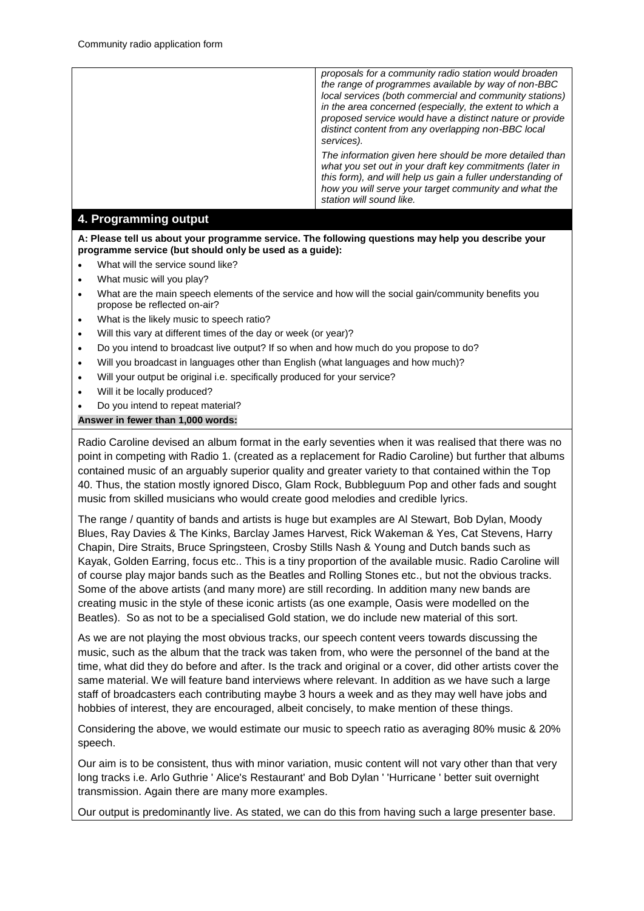| | *proposals for a community radio station would broaden the range of programmes available by way of non-BBC local services (both commercial and community stations) in the area concerned (especially, the extent to which a proposed service would have a distinct nature or provide distinct content from any overlapping non-BBC local services).* *The information given here should be more detailed than what you set out in your draft key commitments (later in this form), and will help us gain a fuller understanding of how you will serve your target community and what the station will sound like.* |
|---|---|

## 4. Programming output

**A: Please tell us about your programme service. The following questions may help you describe your programme service (but should only be used as a guide):**

- What will the service sound like?
- What music will you play?
- What are the main speech elements of the service and how will the social gain/community benefits you propose be reflected on-air?
- What is the likely music to speech ratio?
- Will this vary at different times of the day or week (or year)?
- Do you intend to broadcast live output? If so when and how much do you propose to do?
- Will you broadcast in languages other than English (what languages and how much)?
- Will your output be original i.e. specifically produced for your service?
- Will it be locally produced?
- Do you intend to repeat material?

**Answer in fewer than 1,000 words:**

Radio Caroline devised an album format in the early seventies when it was realised that there was no point in competing with Radio 1. (created as a replacement for Radio Caroline) but further that albums contained music of an arguably superior quality and greater variety to that contained within the Top 40. Thus, the station mostly ignored Disco, Glam Rock, Bubbleguum Pop and other fads and sought music from skilled musicians who would create good melodies and credible lyrics.

The range / quantity of bands and artists is huge but examples are Al Stewart, Bob Dylan, Moody Blues, Ray Davies & The Kinks, Barclay James Harvest, Rick Wakeman & Yes, Cat Stevens, Harry Chapin, Dire Straits, Bruce Springsteen, Crosby Stills Nash & Young and Dutch bands such as Kayak, Golden Earring, focus etc.. This is a tiny proportion of the available music. Radio Caroline will of course play major bands such as the Beatles and Rolling Stones etc., but not the obvious tracks. Some of the above artists (and many more) are still recording. In addition many new bands are creating music in the style of these iconic artists (as one example, Oasis were modelled on the Beatles). So as not to be a specialised Gold station, we do include new material of this sort.

As we are not playing the most obvious tracks, our speech content veers towards discussing the music, such as the album that the track was taken from, who were the personnel of the band at the time, what did they do before and after. Is the track and original or a cover, did other artists cover the same material. We will feature band interviews where relevant. In addition as we have such a large staff of broadcasters each contributing maybe 3 hours a week and as they may well have jobs and hobbies of interest, they are encouraged, albeit concisely, to make mention of these things.

Considering the above, we would estimate our music to speech ratio as averaging 80% music & 20% speech.

Our aim is to be consistent, thus with minor variation, music content will not vary other than that very long tracks i.e. Arlo Guthrie ' Alice's Restaurant' and Bob Dylan ' 'Hurricane ' better suit overnight transmission. Again there are many more examples.

Our output is predominantly live. As stated, we can do this from having such a large presenter base.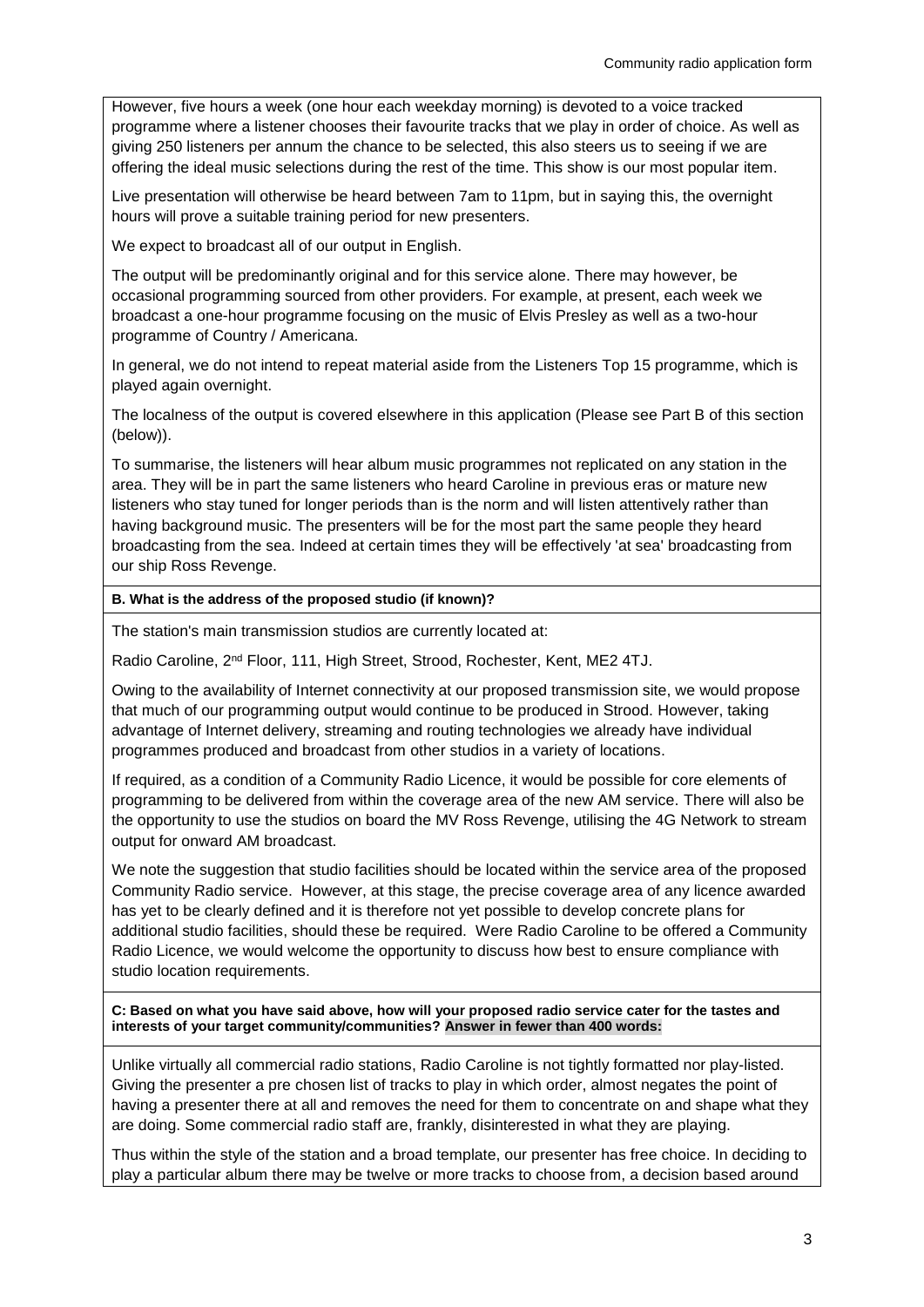However, five hours a week (one hour each weekday morning) is devoted to a voice tracked programme where a listener chooses their favourite tracks that we play in order of choice. As well as giving 250 listeners per annum the chance to be selected, this also steers us to seeing if we are offering the ideal music selections during the rest of the time. This show is our most popular item.

Live presentation will otherwise be heard between 7am to 11pm, but in saying this, the overnight hours will prove a suitable training period for new presenters.

We expect to broadcast all of our output in English.

The output will be predominantly original and for this service alone. There may however, be occasional programming sourced from other providers. For example, at present, each week we broadcast a one-hour programme focusing on the music of Elvis Presley as well as a two-hour programme of Country / Americana.

In general, we do not intend to repeat material aside from the Listeners Top 15 programme, which is played again overnight.

The localness of the output is covered elsewhere in this application (Please see Part B of this section (below)).

To summarise, the listeners will hear album music programmes not replicated on any station in the area. They will be in part the same listeners who heard Caroline in previous eras or mature new listeners who stay tuned for longer periods than is the norm and will listen attentively rather than having background music. The presenters will be for the most part the same people they heard broadcasting from the sea. Indeed at certain times they will be effectively 'at sea' broadcasting from our ship Ross Revenge.

**B. What is the address of the proposed studio (if known)?**

The station's main transmission studios are currently located at:

Radio Caroline, 2nd Floor, 111, High Street, Strood, Rochester, Kent, ME2 4TJ.

Owing to the availability of Internet connectivity at our proposed transmission site, we would propose that much of our programming output would continue to be produced in Strood. However, taking advantage of Internet delivery, streaming and routing technologies we already have individual programmes produced and broadcast from other studios in a variety of locations.

If required, as a condition of a Community Radio Licence, it would be possible for core elements of programming to be delivered from within the coverage area of the new AM service. There will also be the opportunity to use the studios on board the MV Ross Revenge, utilising the 4G Network to stream output for onward AM broadcast.

We note the suggestion that studio facilities should be located within the service area of the proposed Community Radio service. However, at this stage, the precise coverage area of any licence awarded has yet to be clearly defined and it is therefore not yet possible to develop concrete plans for additional studio facilities, should these be required. Were Radio Caroline to be offered a Community Radio Licence, we would welcome the opportunity to discuss how best to ensure compliance with studio location requirements.

**C: Based on what you have said above, how will your proposed radio service cater for the tastes and interests of your target community/communities? Answer in fewer than 400 words:**

Unlike virtually all commercial radio stations, Radio Caroline is not tightly formatted nor play-listed. Giving the presenter a pre chosen list of tracks to play in which order, almost negates the point of having a presenter there at all and removes the need for them to concentrate on and shape what they are doing. Some commercial radio staff are, frankly, disinterested in what they are playing.

Thus within the style of the station and a broad template, our presenter has free choice. In deciding to play a particular album there may be twelve or more tracks to choose from, a decision based around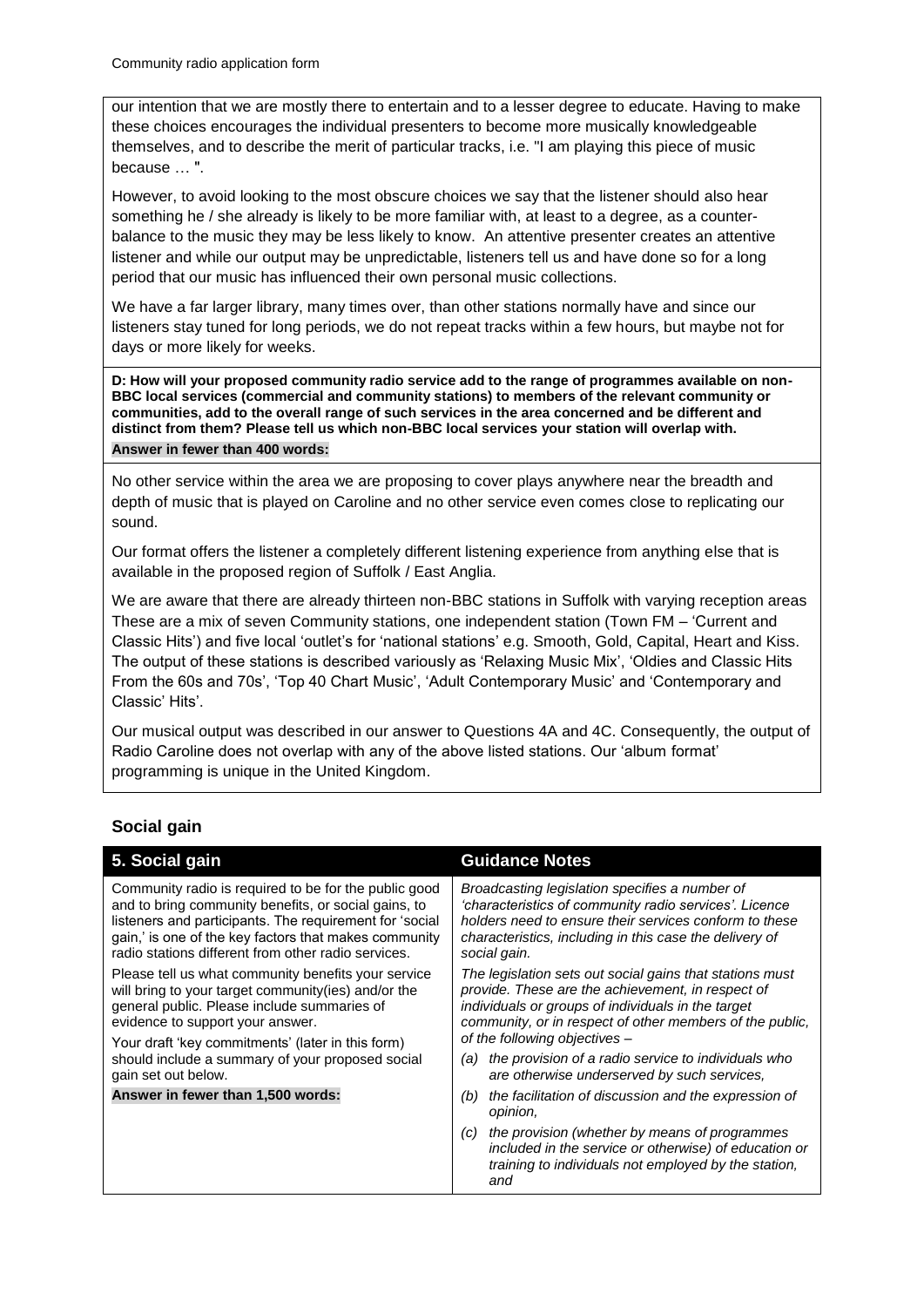our intention that we are mostly there to entertain and to a lesser degree to educate. Having to make these choices encourages the individual presenters to become more musically knowledgeable themselves, and to describe the merit of particular tracks, i.e. "I am playing this piece of music because … ".

However, to avoid looking to the most obscure choices we say that the listener should also hear something he / she already is likely to be more familiar with, at least to a degree, as a counter-balance to the music they may be less likely to know. An attentive presenter creates an attentive listener and while our output may be unpredictable, listeners tell us and have done so for a long period that our music has influenced their own personal music collections.

We have a far larger library, many times over, than other stations normally have and since our listeners stay tuned for long periods, we do not repeat tracks within a few hours, but maybe not for days or more likely for weeks.

**D: How will your proposed community radio service add to the range of programmes available on non-BBC local services (commercial and community stations) to members of the relevant community or communities, add to the overall range of such services in the area concerned and be different and distinct from them? Please tell us which non-BBC local services your station will overlap with.**

**Answer in fewer than 400 words:**

No other service within the area we are proposing to cover plays anywhere near the breadth and depth of music that is played on Caroline and no other service even comes close to replicating our sound.

Our format offers the listener a completely different listening experience from anything else that is available in the proposed region of Suffolk / East Anglia.

We are aware that there are already thirteen non-BBC stations in Suffolk with varying reception areas These are a mix of seven Community stations, one independent station (Town FM – 'Current and Classic Hits') and five local 'outlet's for 'national stations' e.g. Smooth, Gold, Capital, Heart and Kiss. The output of these stations is described variously as 'Relaxing Music Mix', 'Oldies and Classic Hits From the 60s and 70s', 'Top 40 Chart Music', 'Adult Contemporary Music' and 'Contemporary and Classic' Hits'.

Our musical output was described in our answer to Questions 4A and 4C. Consequently, the output of Radio Caroline does not overlap with any of the above listed stations. Our 'album format' programming is unique in the United Kingdom.

## Social gain

| 5. Social gain | Guidance Notes |
|---|---|
| Community radio is required to be for the public good and to bring community benefits, or social gains, to listeners and participants. The requirement for 'social gain,' is one of the key factors that makes community radio stations different from other radio services.<br><br>Please tell us what community benefits your service will bring to your target community(ies) and/or the general public. Please include summaries of evidence to support your answer.<br><br>Your draft 'key commitments' (later in this form) should include a summary of your proposed social gain set out below.<br><br>**Answer in fewer than 1,500 words:** | *Broadcasting legislation specifies a number of 'characteristics of community radio services'. Licence holders need to ensure their services conform to these characteristics, including in this case the delivery of social gain.*<br><br>*The legislation sets out social gains that stations must provide. These are the achievement, in respect of individuals or groups of individuals in the target community, or in respect of other members of the public, of the following objectives –*<br><br>*(a) the provision of a radio service to individuals who are otherwise underserved by such services,*<br><br>*(b) the facilitation of discussion and the expression of opinion,*<br><br>*(c) the provision (whether by means of programmes included in the service or otherwise) of education or training to individuals not employed by the station, and* |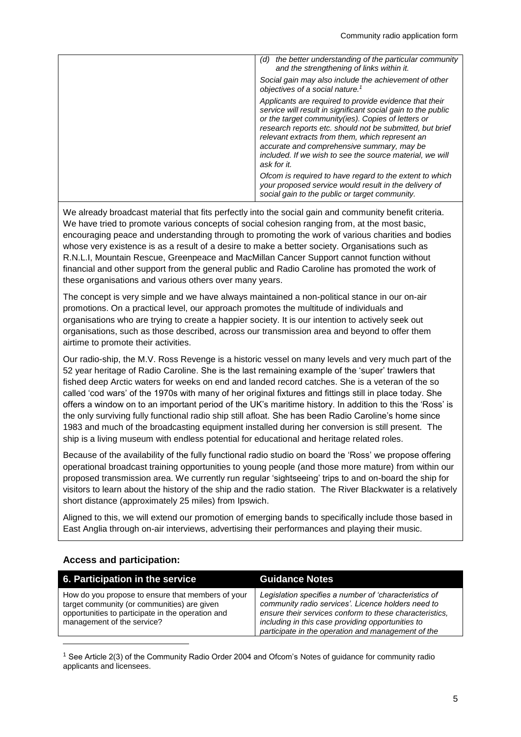| | |
|---|---|
| | *(d) the better understanding of the particular community and the strengthening of links within it.*<br><br>*Social gain may also include the achievement of other objectives of a social nature.*[1]<br><br>*Applicants are required to provide evidence that their service will result in significant social gain to the public or the target community(ies). Copies of letters or research reports etc. should not be submitted, but brief relevant extracts from them, which represent an accurate and comprehensive summary, may be included. If we wish to see the source material, we will ask for it.*<br><br>*Ofcom is required to have regard to the extent to which your proposed service would result in the delivery of social gain to the public or target community.* |

We already broadcast material that fits perfectly into the social gain and community benefit criteria. We have tried to promote various concepts of social cohesion ranging from, at the most basic, encouraging peace and understanding through to promoting the work of various charities and bodies whose very existence is as a result of a desire to make a better society. Organisations such as R.N.L.I, Mountain Rescue, Greenpeace and MacMillan Cancer Support cannot function without financial and other support from the general public and Radio Caroline has promoted the work of these organisations and various others over many years.

The concept is very simple and we have always maintained a non-political stance in our on-air promotions. On a practical level, our approach promotes the multitude of individuals and organisations who are trying to create a happier society. It is our intention to actively seek out organisations, such as those described, across our transmission area and beyond to offer them airtime to promote their activities.

Our radio-ship, the M.V. Ross Revenge is a historic vessel on many levels and very much part of the 52 year heritage of Radio Caroline. She is the last remaining example of the 'super' trawlers that fished deep Arctic waters for weeks on end and landed record catches. She is a veteran of the so called 'cod wars' of the 1970s with many of her original fixtures and fittings still in place today. She offers a window on to an important period of the UK's maritime history. In addition to this the 'Ross' is the only surviving fully functional radio ship still afloat. She has been Radio Caroline's home since 1983 and much of the broadcasting equipment installed during her conversion is still present. The ship is a living museum with endless potential for educational and heritage related roles.

Because of the availability of the fully functional radio studio on board the 'Ross' we propose offering operational broadcast training opportunities to young people (and those more mature) from within our proposed transmission area. We currently run regular 'sightseeing' trips to and on-board the ship for visitors to learn about the history of the ship and the radio station. The River Blackwater is a relatively short distance (approximately 25 miles) from Ipswich.

Aligned to this, we will extend our promotion of emerging bands to specifically include those based in East Anglia through on-air interviews, advertising their performances and playing their music.

### Access and participation:

| 6. Participation in the service | Guidance Notes |
|---|---|
| How do you propose to ensure that members of your target community (or communities) are given opportunities to participate in the operation and management of the service? | *Legislation specifies a number of 'characteristics of community radio services'. Licence holders need to ensure their services conform to these characteristics, including in this case providing opportunities to participate in the operation and management of the* |

[1] See Article 2(3) of the Community Radio Order 2004 and Ofcom's Notes of guidance for community radio applicants and licensees.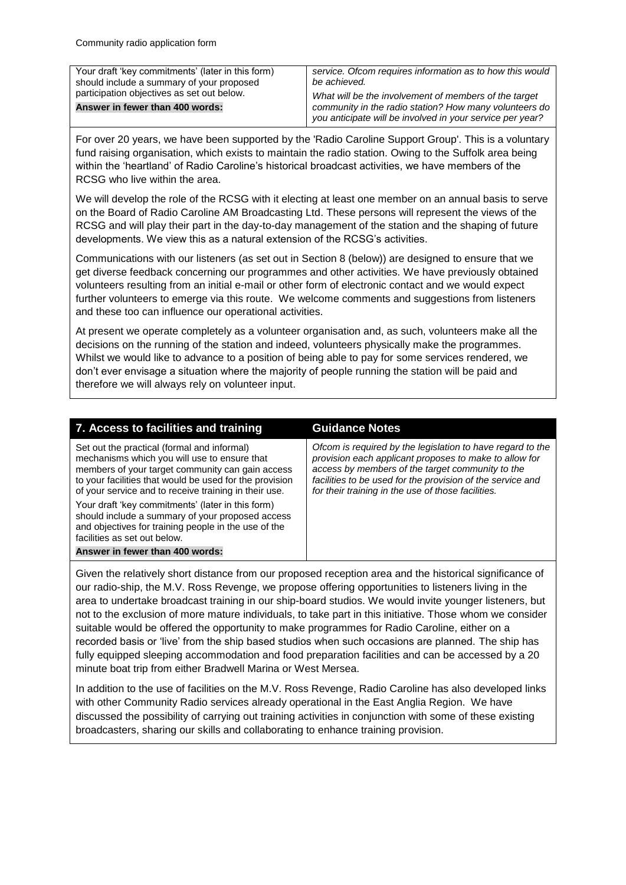| Your draft 'key commitments' (later in this form) should include a summary of your proposed participation objectives as set out below.<br>**Answer in fewer than 400 words:** | *service. Ofcom requires information as to how this would be achieved.*<br>*What will be the involvement of members of the target community in the radio station? How many volunteers do you anticipate will be involved in your service per year?* |
|---|---|

For over 20 years, we have been supported by the 'Radio Caroline Support Group'. This is a voluntary fund raising organisation, which exists to maintain the radio station. Owing to the Suffolk area being within the 'heartland' of Radio Caroline's historical broadcast activities, we have members of the RCSG who live within the area.

We will develop the role of the RCSG with it electing at least one member on an annual basis to serve on the Board of Radio Caroline AM Broadcasting Ltd. These persons will represent the views of the RCSG and will play their part in the day-to-day management of the station and the shaping of future developments. We view this as a natural extension of the RCSG's activities.

Communications with our listeners (as set out in Section 8 (below)) are designed to ensure that we get diverse feedback concerning our programmes and other activities. We have previously obtained volunteers resulting from an initial e-mail or other form of electronic contact and we would expect further volunteers to emerge via this route. We welcome comments and suggestions from listeners and these too can influence our operational activities.

At present we operate completely as a volunteer organisation and, as such, volunteers make all the decisions on the running of the station and indeed, volunteers physically make the programmes. Whilst we would like to advance to a position of being able to pay for some services rendered, we don't ever envisage a situation where the majority of people running the station will be paid and therefore we will always rely on volunteer input.

| **7. Access to facilities and training** | **Guidance Notes** |
|---|---|
| Set out the practical (formal and informal) mechanisms which you will use to ensure that members of your target community can gain access to your facilities that would be used for the provision of your service and to receive training in their use.<br>Your draft 'key commitments' (later in this form) should include a summary of your proposed access and objectives for training people in the use of the facilities as set out below.<br>**Answer in fewer than 400 words:** | *Ofcom is required by the legislation to have regard to the provision each applicant proposes to make to allow for access by members of the target community to the facilities to be used for the provision of the service and for their training in the use of those facilities.* |

Given the relatively short distance from our proposed reception area and the historical significance of our radio-ship, the M.V. Ross Revenge, we propose offering opportunities to listeners living in the area to undertake broadcast training in our ship-board studios. We would invite younger listeners, but not to the exclusion of more mature individuals, to take part in this initiative. Those whom we consider suitable would be offered the opportunity to make programmes for Radio Caroline, either on a recorded basis or 'live' from the ship based studios when such occasions are planned. The ship has fully equipped sleeping accommodation and food preparation facilities and can be accessed by a 20 minute boat trip from either Bradwell Marina or West Mersea.

In addition to the use of facilities on the M.V. Ross Revenge, Radio Caroline has also developed links with other Community Radio services already operational in the East Anglia Region. We have discussed the possibility of carrying out training activities in conjunction with some of these existing broadcasters, sharing our skills and collaborating to enhance training provision.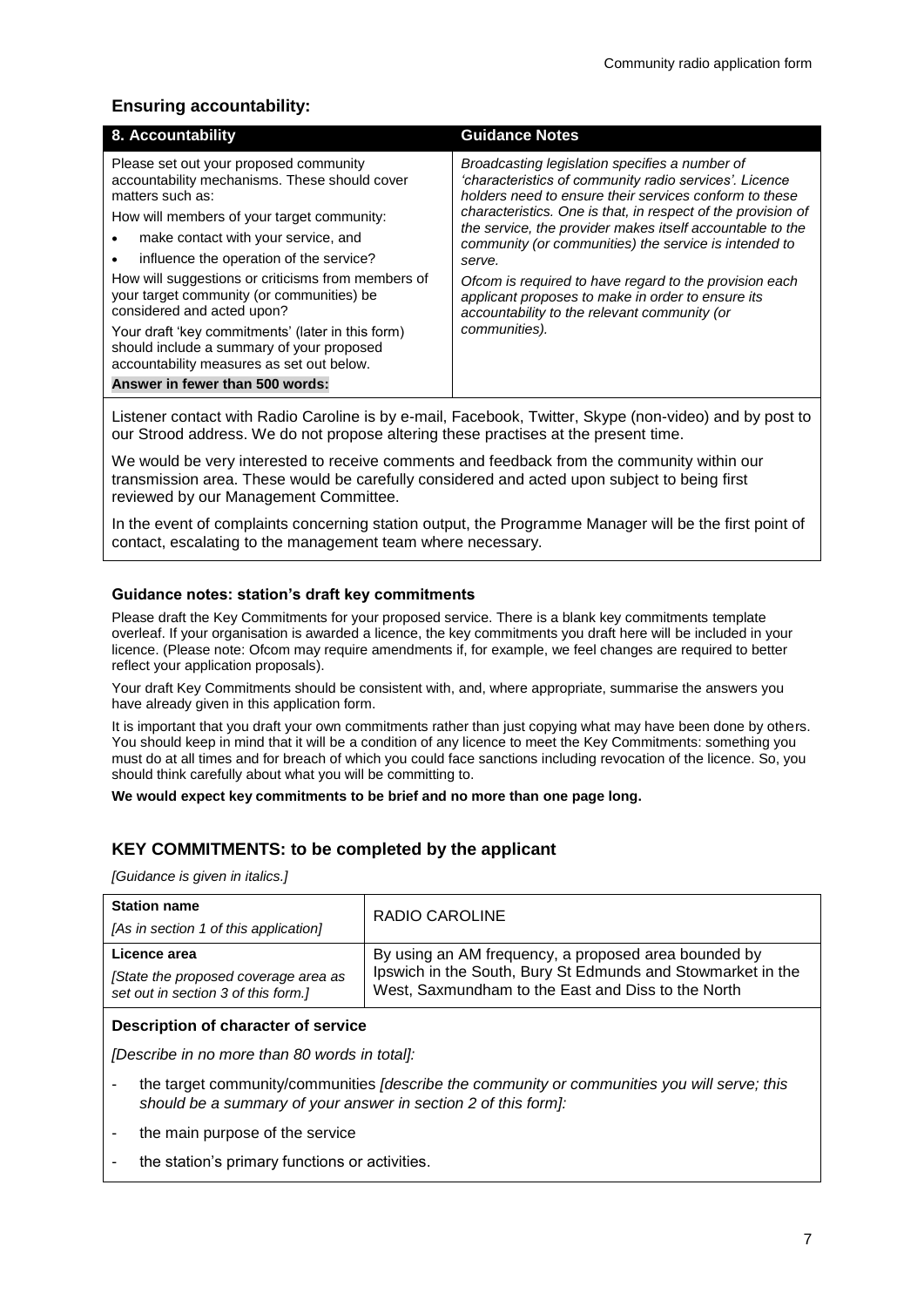### Ensuring accountability:

| 8. Accountability | Guidance Notes |
|---|---|
| Please set out your proposed community accountability mechanisms. These should cover matters such as:<br><br>How will members of your target community:<br>• make contact with your service, and<br>• influence the operation of the service?<br><br>How will suggestions or criticisms from members of your target community (or communities) be considered and acted upon?<br><br>Your draft 'key commitments' (later in this form) should include a summary of your proposed accountability measures as set out below.<br><br>**Answer in fewer than 500 words:** | *Broadcasting legislation specifies a number of 'characteristics of community radio services'. Licence holders need to ensure their services conform to these characteristics. One is that, in respect of the provision of the service, the provider makes itself accountable to the community (or communities) the service is intended to serve.*<br><br>*Ofcom is required to have regard to the provision each applicant proposes to make in order to ensure its accountability to the relevant community (or communities).* |

Listener contact with Radio Caroline is by e-mail, Facebook, Twitter, Skype (non-video) and by post to our Strood address. We do not propose altering these practises at the present time.

We would be very interested to receive comments and feedback from the community within our transmission area. These would be carefully considered and acted upon subject to being first reviewed by our Management Committee.

In the event of complaints concerning station output, the Programme Manager will be the first point of contact, escalating to the management team where necessary.

#### Guidance notes: station's draft key commitments

Please draft the Key Commitments for your proposed service. There is a blank key commitments template overleaf. If your organisation is awarded a licence, the key commitments you draft here will be included in your licence. (Please note: Ofcom may require amendments if, for example, we feel changes are required to better reflect your application proposals).

Your draft Key Commitments should be consistent with, and, where appropriate, summarise the answers you have already given in this application form.

It is important that you draft your own commitments rather than just copying what may have been done by others. You should keep in mind that it will be a condition of any licence to meet the Key Commitments: something you must do at all times and for breach of which you could face sanctions including revocation of the licence. So, you should think carefully about what you will be committing to.

**We would expect key commitments to be brief and no more than one page long.**

### KEY COMMITMENTS: to be completed by the applicant

*[Guidance is given in italics.]*

| | |
|---|---|
| **Station name**<br>*[As in section 1 of this application]* | RADIO CAROLINE |
| **Licence area**<br>*[State the proposed coverage area as set out in section 3 of this form.]* | By using an AM frequency, a proposed area bounded by Ipswich in the South, Bury St Edmunds and Stowmarket in the West, Saxmundham to the East and Diss to the North |

**Description of character of service**

*[Describe in no more than 80 words in total]:*

- the target community/communities *[describe the community or communities you will serve; this should be a summary of your answer in section 2 of this form]:*
- the main purpose of the service
- the station's primary functions or activities.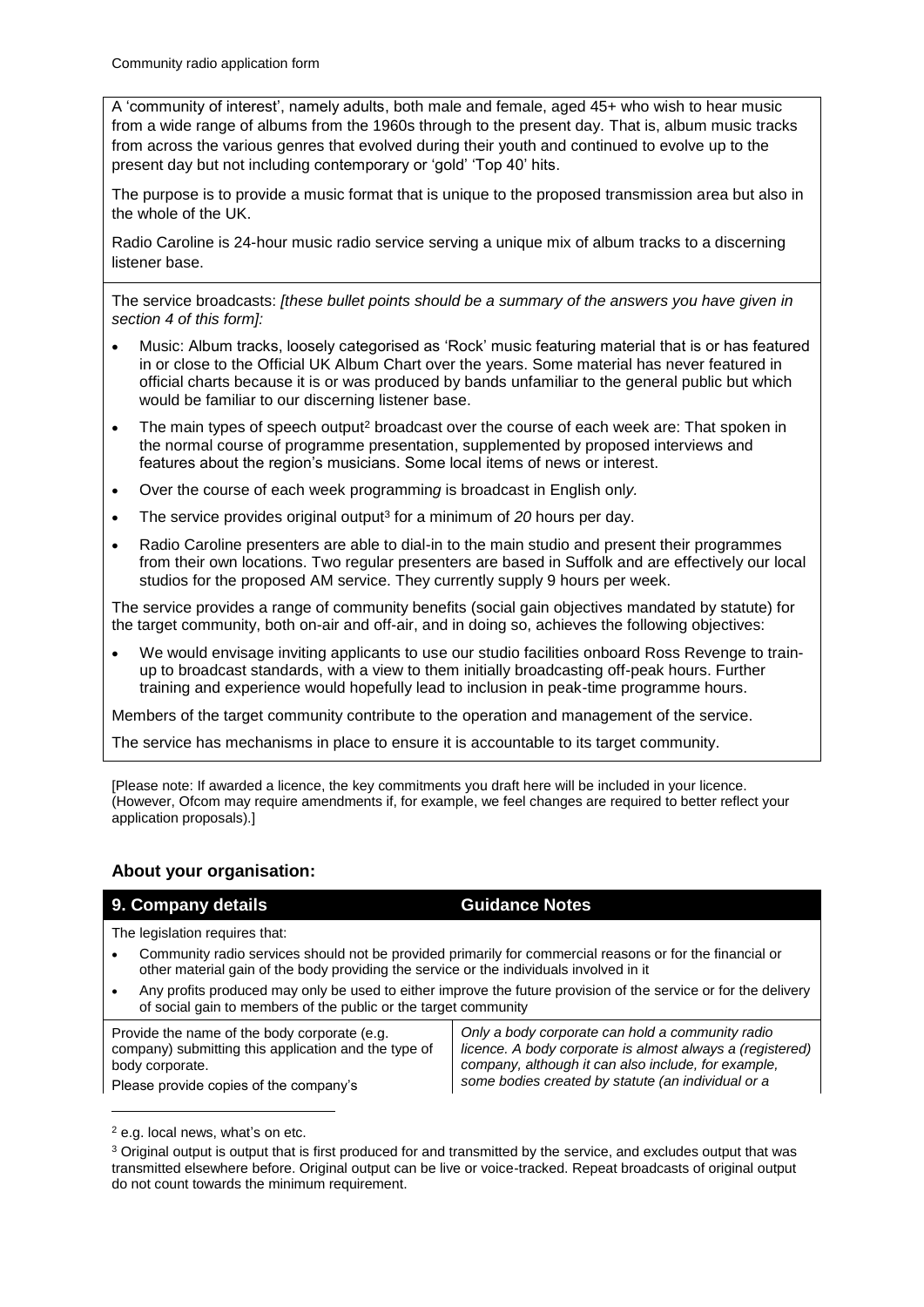A 'community of interest', namely adults, both male and female, aged 45+ who wish to hear music from a wide range of albums from the 1960s through to the present day. That is, album music tracks from across the various genres that evolved during their youth and continued to evolve up to the present day but not including contemporary or 'gold' 'Top 40' hits.

The purpose is to provide a music format that is unique to the proposed transmission area but also in the whole of the UK.

Radio Caroline is 24-hour music radio service serving a unique mix of album tracks to a discerning listener base.

The service broadcasts: *[these bullet points should be a summary of the answers you have given in section 4 of this form]:*

- Music: Album tracks, loosely categorised as 'Rock' music featuring material that is or has featured in or close to the Official UK Album Chart over the years. Some material has never featured in official charts because it is or was produced by bands unfamiliar to the general public but which would be familiar to our discerning listener base.
- The main types of speech output[2] broadcast over the course of each week are: That spoken in the normal course of programme presentation, supplemented by proposed interviews and features about the region's musicians. Some local items of news or interest.
- Over the course of each week programmin*g* is broadcast in English onl*y.*
- The service provides original output[3] for a minimum of *20* hours per day.
- Radio Caroline presenters are able to dial-in to the main studio and present their programmes from their own locations. Two regular presenters are based in Suffolk and are effectively our local studios for the proposed AM service. They currently supply 9 hours per week.

The service provides a range of community benefits (social gain objectives mandated by statute) for the target community, both on-air and off-air, and in doing so, achieves the following objectives:

- We would envisage inviting applicants to use our studio facilities onboard Ross Revenge to train-up to broadcast standards, with a view to them initially broadcasting off-peak hours. Further training and experience would hopefully lead to inclusion in peak-time programme hours.

Members of the target community contribute to the operation and management of the service.

The service has mechanisms in place to ensure it is accountable to its target community.

[Please note: If awarded a licence, the key commitments you draft here will be included in your licence. (However, Ofcom may require amendments if, for example, we feel changes are required to better reflect your application proposals).]

### About your organisation:

| **9. Company details** | **Guidance Notes** |
|---|---|
| The legislation requires that:<br>• Community radio services should not be provided primarily for commercial reasons or for the financial or other material gain of the body providing the service or the individuals involved in it<br>• Any profits produced may only be used to either improve the future provision of the service or for the delivery of social gain to members of the public or the target community | |
| Provide the name of the body corporate (e.g. company) submitting this application and the type of body corporate.<br>Please provide copies of the company's | *Only a body corporate can hold a community radio licence. A body corporate is almost always a (registered) company, although it can also include, for example, some bodies created by statute (an individual or a* |

[2] e.g. local news, what's on etc.

[3] Original output is output that is first produced for and transmitted by the service, and excludes output that was transmitted elsewhere before. Original output can be live or voice-tracked. Repeat broadcasts of original output do not count towards the minimum requirement.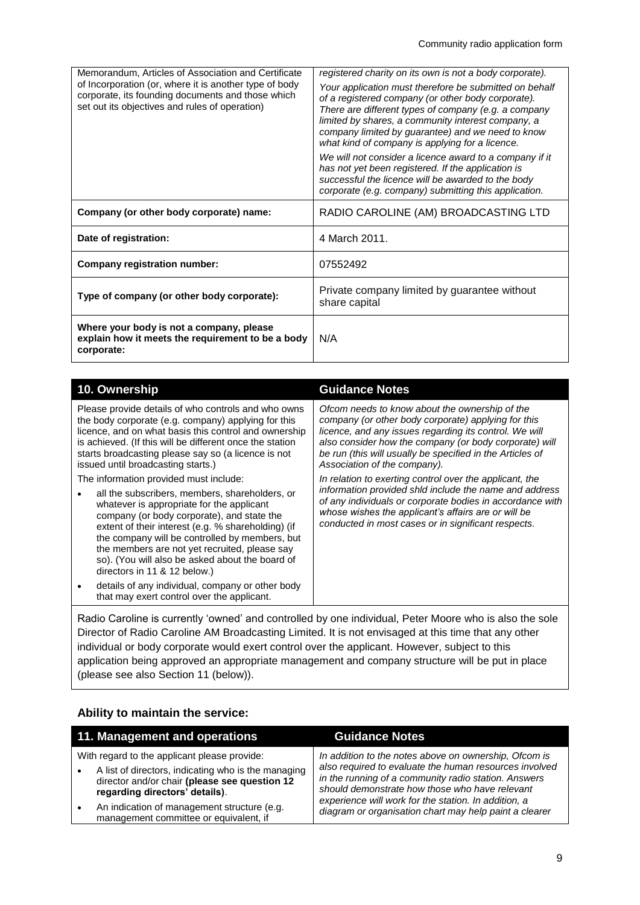| Memorandum, Articles of Association and Certificate of Incorporation (or, where it is another type of body corporate, its founding documents and those which set out its objectives and rules of operation) | *registered charity on its own is not a body corporate).* *Your application must therefore be submitted on behalf of a registered company (or other body corporate). There are different types of company (e.g. a company limited by shares, a community interest company, a company limited by guarantee) and we need to know what kind of company is applying for a licence.* *We will not consider a licence award to a company if it has not yet been registered. If the application is successful the licence will be awarded to the body corporate (e.g. company) submitting this application.* |
|---|---|
| **Company (or other body corporate) name:** | RADIO CAROLINE (AM) BROADCASTING LTD |
| **Date of registration:** | 4 March 2011. |
| **Company registration number:** | 07552492 |
| **Type of company (or other body corporate):** | Private company limited by guarantee without share capital |
| **Where your body is not a company, please explain how it meets the requirement to be a body corporate:** | N/A |

## 10. Ownership

Please provide details of who controls and who owns the body corporate (e.g. company) applying for this licence, and on what basis this control and ownership is achieved. (If this will be different once the station starts broadcasting please say so (a licence is not issued until broadcasting starts.)

The information provided must include:

- all the subscribers, members, shareholders, or whatever is appropriate for the applicant company (or body corporate), and state the extent of their interest (e.g. % shareholding) (if the company will be controlled by members, but the members are not yet recruited, please say so). (You will also be asked about the board of directors in 11 & 12 below.)
- details of any individual, company or other body that may exert control over the applicant.

**Guidance Notes**

*Ofcom needs to know about the ownership of the company (or other body corporate) applying for this licence, and any issues regarding its control. We will also consider how the company (or body corporate) will be run (this will usually be specified in the Articles of Association of the company).*

*In relation to exerting control over the applicant, the information provided shld include the name and address of any individuals or corporate bodies in accordance with whose wishes the applicant's affairs are or will be conducted in most cases or in significant respects.*

Radio Caroline is currently 'owned' and controlled by one individual, Peter Moore who is also the sole Director of Radio Caroline AM Broadcasting Limited. It is not envisaged at this time that any other individual or body corporate would exert control over the applicant. However, subject to this application being approved an appropriate management and company structure will be put in place (please see also Section 11 (below)).

### Ability to maintain the service:

## 11. Management and operations

With regard to the applicant please provide:

- A list of directors, indicating who is the managing director and/or chair **(please see question 12 regarding directors' details)**.
- An indication of management structure (e.g. management committee or equivalent, if

**Guidance Notes**

*In addition to the notes above on ownership, Ofcom is also required to evaluate the human resources involved in the running of a community radio station. Answers should demonstrate how those who have relevant experience will work for the station. In addition, a diagram or organisation chart may help paint a clearer*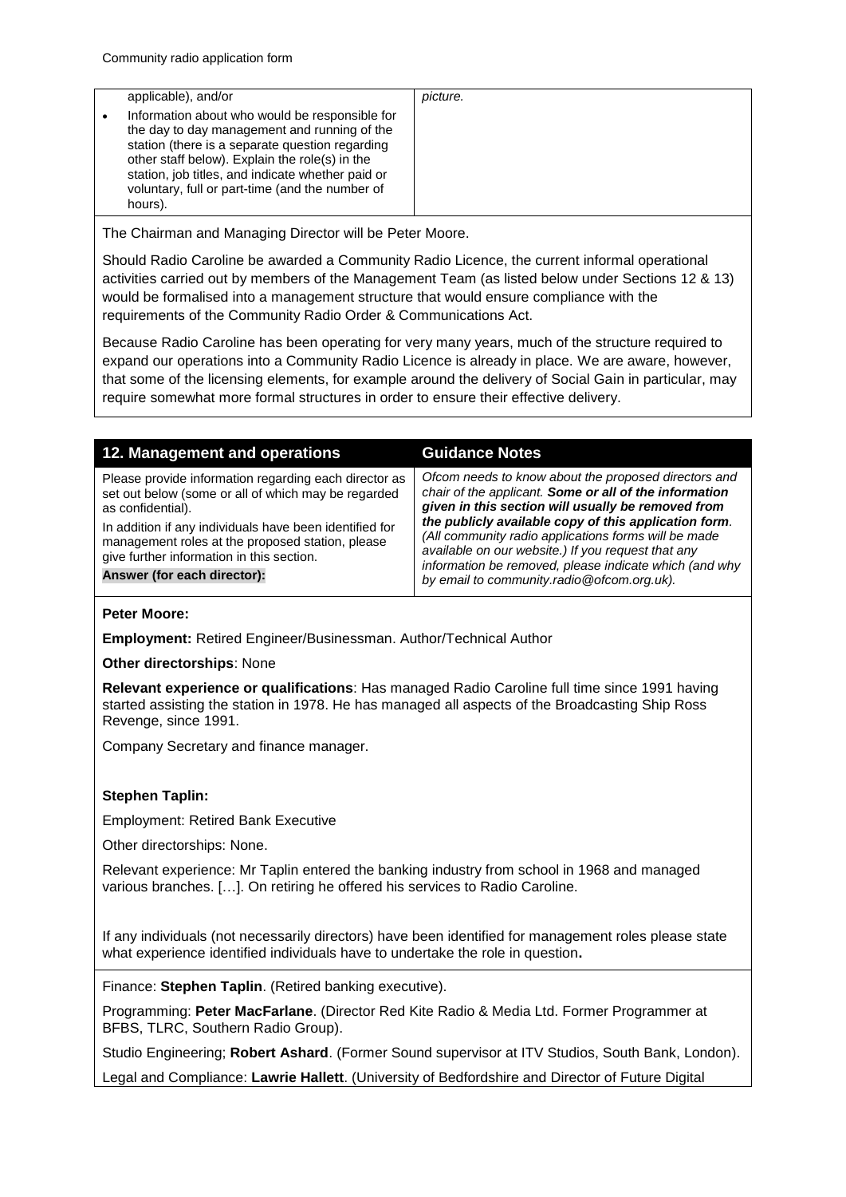| | |
|---|---|
| applicable), and/or<br>• Information about who would be responsible for the day to day management and running of the station (there is a separate question regarding other staff below). Explain the role(s) in the station, job titles, and indicate whether paid or voluntary, full or part-time (and the number of hours). | *picture.* |

The Chairman and Managing Director will be Peter Moore.

Should Radio Caroline be awarded a Community Radio Licence, the current informal operational activities carried out by members of the Management Team (as listed below under Sections 12 & 13) would be formalised into a management structure that would ensure compliance with the requirements of the Community Radio Order & Communications Act.

Because Radio Caroline has been operating for very many years, much of the structure required to expand our operations into a Community Radio Licence is already in place. We are aware, however, that some of the licensing elements, for example around the delivery of Social Gain in particular, may require somewhat more formal structures in order to ensure their effective delivery.

| 12. Management and operations | Guidance Notes |
|---|---|
| Please provide information regarding each director as set out below (some or all of which may be regarded as confidential).<br>In addition if any individuals have been identified for management roles at the proposed station, please give further information in this section.<br>**Answer (for each director):** | *Ofcom needs to know about the proposed directors and chair of the applicant.* ***Some or all of the information given in this section will usually be removed from the publicly available copy of this application form****. (All community radio applications forms will be made available on our website.) If you request that any information be removed, please indicate which (and why by email to community.radio@ofcom.org.uk).* |

**Peter Moore:**

**Employment:** Retired Engineer/Businessman. Author/Technical Author

**Other directorships**: None

**Relevant experience or qualifications**: Has managed Radio Caroline full time since 1991 having started assisting the station in 1978. He has managed all aspects of the Broadcasting Ship Ross Revenge, since 1991.

Company Secretary and finance manager.

**Stephen Taplin:**

Employment: Retired Bank Executive

Other directorships: None.

Relevant experience: Mr Taplin entered the banking industry from school in 1968 and managed various branches. […]. On retiring he offered his services to Radio Caroline.

If any individuals (not necessarily directors) have been identified for management roles please state what experience identified individuals have to undertake the role in question**.**

Finance: **Stephen Taplin**. (Retired banking executive).

Programming: **Peter MacFarlane**. (Director Red Kite Radio & Media Ltd. Former Programmer at BFBS, TLRC, Southern Radio Group).

Studio Engineering; **Robert Ashard**. (Former Sound supervisor at ITV Studios, South Bank, London).

Legal and Compliance: **Lawrie Hallett**. (University of Bedfordshire and Director of Future Digital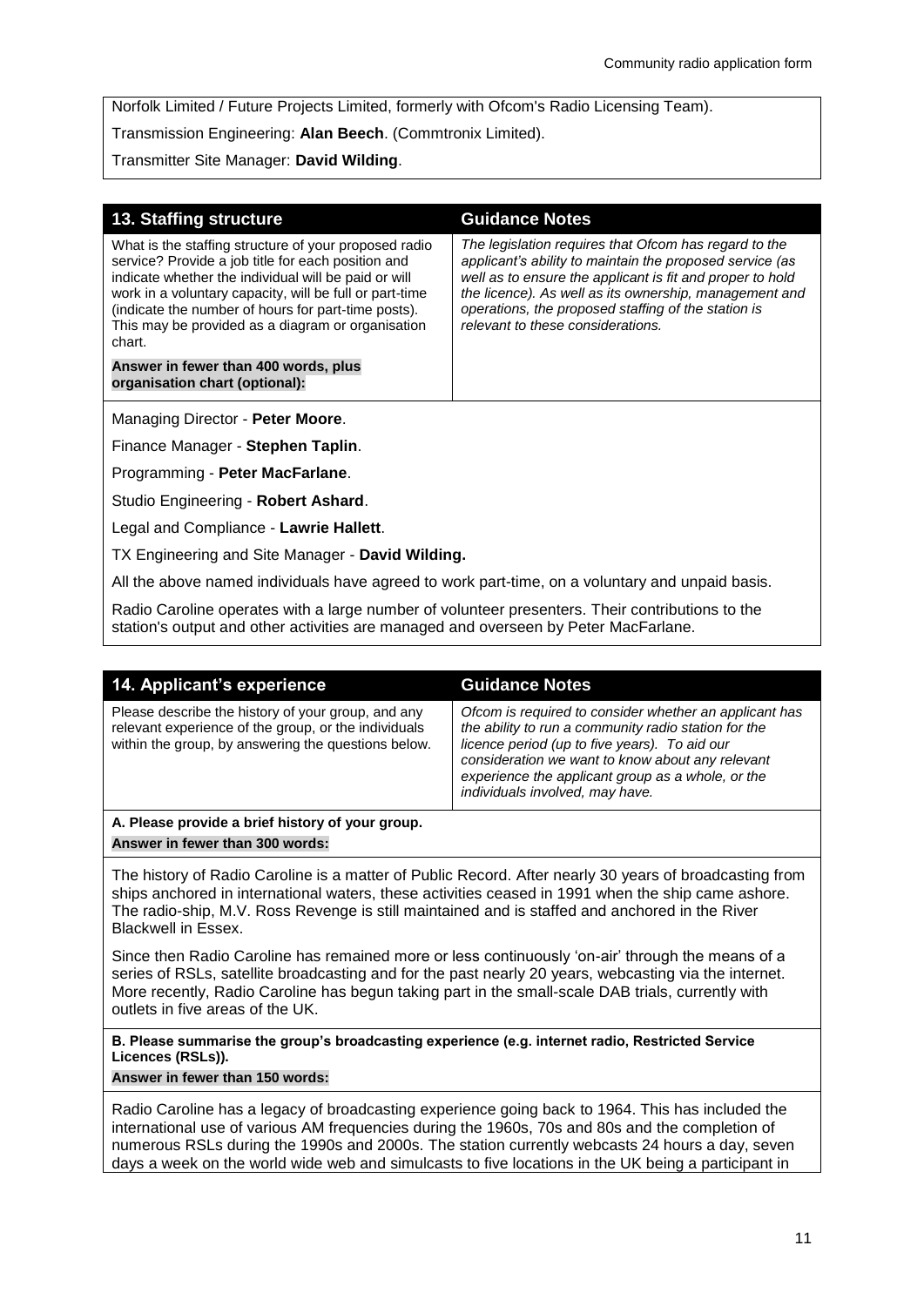Norfolk Limited / Future Projects Limited, formerly with Ofcom's Radio Licensing Team).

Transmission Engineering: **Alan Beech**. (Commtronix Limited).

Transmitter Site Manager: **David Wilding**.

## 13. Staffing structure

| 13. Staffing structure | Guidance Notes |
| --- | --- |
| What is the staffing structure of your proposed radio service? Provide a job title for each position and indicate whether the individual will be paid or will work in a voluntary capacity, will be full or part-time (indicate the number of hours for part-time posts). This may be provided as a diagram or organisation chart.<br><br>**Answer in fewer than 400 words, plus organisation chart (optional):** | *The legislation requires that Ofcom has regard to the applicant's ability to maintain the proposed service (as well as to ensure the applicant is fit and proper to hold the licence). As well as its ownership, management and operations, the proposed staffing of the station is relevant to these considerations.* |

Managing Director - **Peter Moore**.

Finance Manager - **Stephen Taplin**.

Programming - **Peter MacFarlane**.

Studio Engineering - **Robert Ashard**.

Legal and Compliance - **Lawrie Hallett**.

TX Engineering and Site Manager - **David Wilding.**

All the above named individuals have agreed to work part-time, on a voluntary and unpaid basis.

Radio Caroline operates with a large number of volunteer presenters. Their contributions to the station's output and other activities are managed and overseen by Peter MacFarlane.

## 14. Applicant's experience

| 14. Applicant's experience | Guidance Notes |
| --- | --- |
| Please describe the history of your group, and any relevant experience of the group, or the individuals within the group, by answering the questions below. | *Ofcom is required to consider whether an applicant has the ability to run a community radio station for the licence period (up to five years). To aid our consideration we want to know about any relevant experience the applicant group as a whole, or the individuals involved, may have.* |

**A. Please provide a brief history of your group.**

**Answer in fewer than 300 words:**

The history of Radio Caroline is a matter of Public Record. After nearly 30 years of broadcasting from ships anchored in international waters, these activities ceased in 1991 when the ship came ashore. The radio-ship, M.V. Ross Revenge is still maintained and is staffed and anchored in the River Blackwell in Essex.

Since then Radio Caroline has remained more or less continuously 'on-air' through the means of a series of RSLs, satellite broadcasting and for the past nearly 20 years, webcasting via the internet. More recently, Radio Caroline has begun taking part in the small-scale DAB trials, currently with outlets in five areas of the UK.

**B. Please summarise the group's broadcasting experience (e.g. internet radio, Restricted Service Licences (RSLs)).**

**Answer in fewer than 150 words:**

Radio Caroline has a legacy of broadcasting experience going back to 1964. This has included the international use of various AM frequencies during the 1960s, 70s and 80s and the completion of numerous RSLs during the 1990s and 2000s. The station currently webcasts 24 hours a day, seven days a week on the world wide web and simulcasts to five locations in the UK being a participant in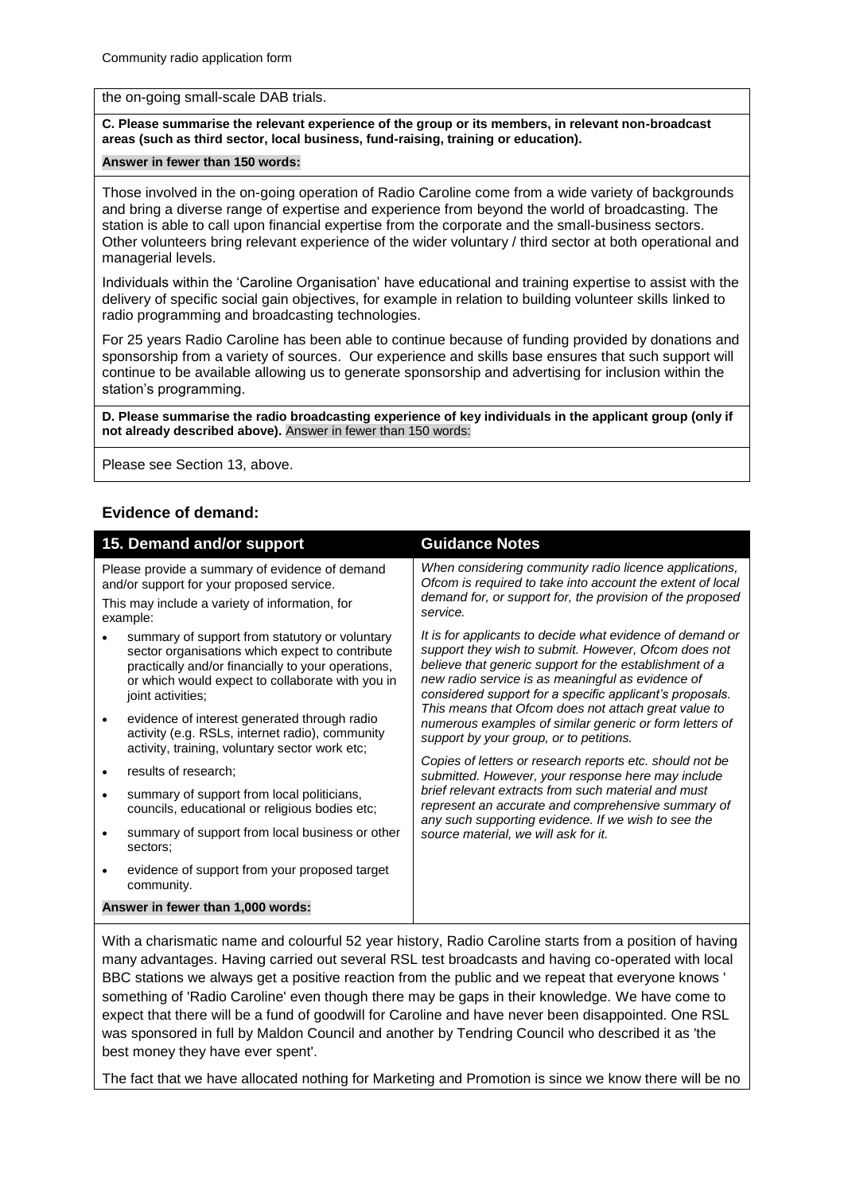the on-going small-scale DAB trials.

**C. Please summarise the relevant experience of the group or its members, in relevant non-broadcast areas (such as third sector, local business, fund-raising, training or education).**

**Answer in fewer than 150 words:**

Those involved in the on-going operation of Radio Caroline come from a wide variety of backgrounds and bring a diverse range of expertise and experience from beyond the world of broadcasting. The station is able to call upon financial expertise from the corporate and the small-business sectors. Other volunteers bring relevant experience of the wider voluntary / third sector at both operational and managerial levels.

Individuals within the 'Caroline Organisation' have educational and training expertise to assist with the delivery of specific social gain objectives, for example in relation to building volunteer skills linked to radio programming and broadcasting technologies.

For 25 years Radio Caroline has been able to continue because of funding provided by donations and sponsorship from a variety of sources. Our experience and skills base ensures that such support will continue to be available allowing us to generate sponsorship and advertising for inclusion within the station's programming.

**D. Please summarise the radio broadcasting experience of key individuals in the applicant group (only if not already described above).** Answer in fewer than 150 words:

Please see Section 13, above.

## Evidence of demand:

| 15. Demand and/or support | Guidance Notes |
|---|---|
| Please provide a summary of evidence of demand and/or support for your proposed service.<br><br>This may include a variety of information, for example:<br><br>• summary of support from statutory or voluntary sector organisations which expect to contribute practically and/or financially to your operations, or which would expect to collaborate with you in joint activities;<br>• evidence of interest generated through radio activity (e.g. RSLs, internet radio), community activity, training, voluntary sector work etc;<br>• results of research;<br>• summary of support from local politicians, councils, educational or religious bodies etc;<br>• summary of support from local business or other sectors;<br>• evidence of support from your proposed target community.<br><br>**Answer in fewer than 1,000 words:** | *When considering community radio licence applications, Ofcom is required to take into account the extent of local demand for, or support for, the provision of the proposed service.*<br><br>*It is for applicants to decide what evidence of demand or support they wish to submit. However, Ofcom does not believe that generic support for the establishment of a new radio service is as meaningful as evidence of considered support for a specific applicant's proposals. This means that Ofcom does not attach great value to numerous examples of similar generic or form letters of support by your group, or to petitions.*<br><br>*Copies of letters or research reports etc. should not be submitted. However, your response here may include brief relevant extracts from such material and must represent an accurate and comprehensive summary of any such supporting evidence. If we wish to see the source material, we will ask for it.* |

With a charismatic name and colourful 52 year history, Radio Caroline starts from a position of having many advantages. Having carried out several RSL test broadcasts and having co-operated with local BBC stations we always get a positive reaction from the public and we repeat that everyone knows ' something of 'Radio Caroline' even though there may be gaps in their knowledge. We have come to expect that there will be a fund of goodwill for Caroline and have never been disappointed. One RSL was sponsored in full by Maldon Council and another by Tendring Council who described it as 'the best money they have ever spent'.

The fact that we have allocated nothing for Marketing and Promotion is since we know there will be no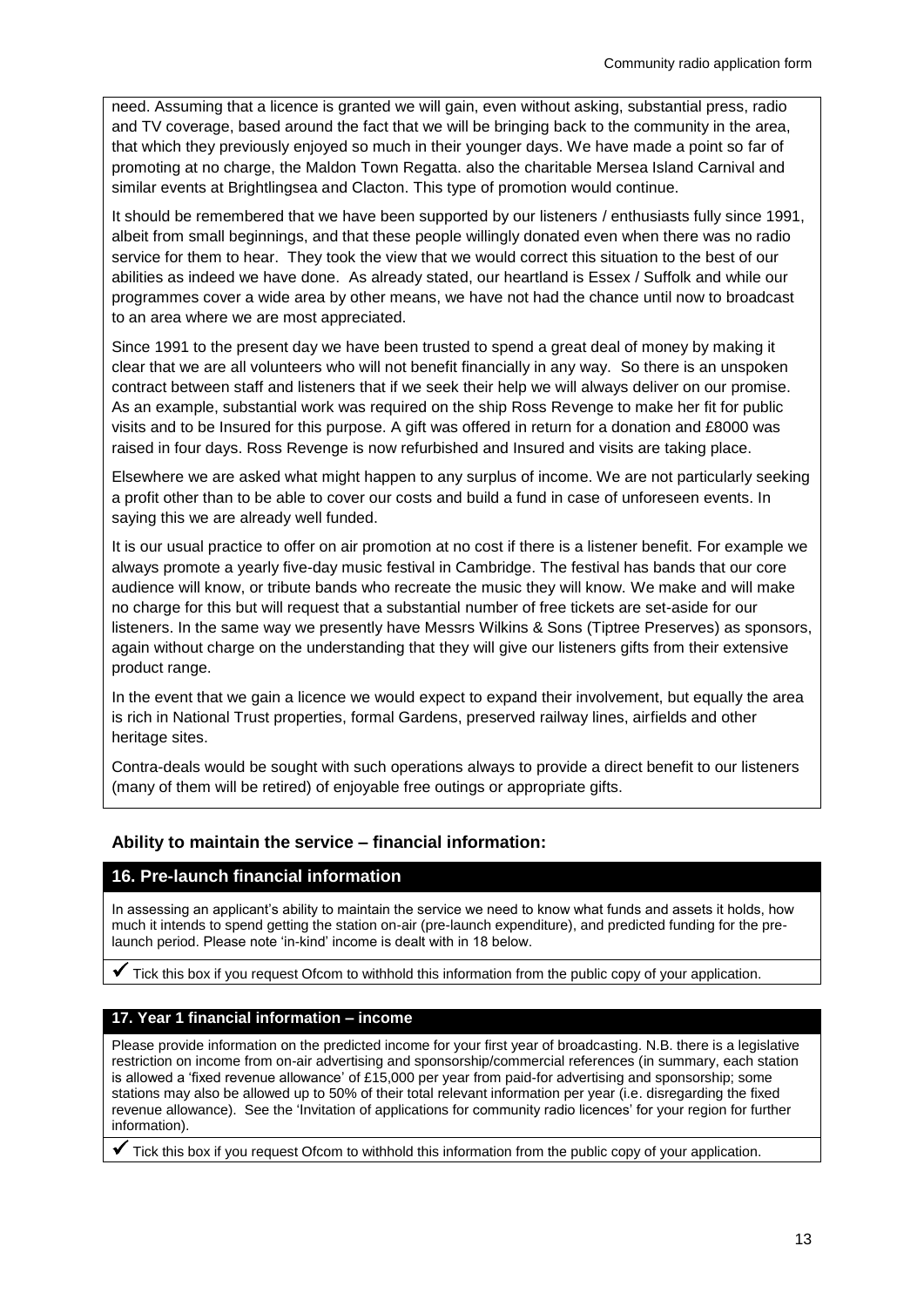need. Assuming that a licence is granted we will gain, even without asking, substantial press, radio and TV coverage, based around the fact that we will be bringing back to the community in the area, that which they previously enjoyed so much in their younger days. We have made a point so far of promoting at no charge, the Maldon Town Regatta. also the charitable Mersea Island Carnival and similar events at Brightlingsea and Clacton. This type of promotion would continue.

It should be remembered that we have been supported by our listeners / enthusiasts fully since 1991, albeit from small beginnings, and that these people willingly donated even when there was no radio service for them to hear. They took the view that we would correct this situation to the best of our abilities as indeed we have done. As already stated, our heartland is Essex / Suffolk and while our programmes cover a wide area by other means, we have not had the chance until now to broadcast to an area where we are most appreciated.

Since 1991 to the present day we have been trusted to spend a great deal of money by making it clear that we are all volunteers who will not benefit financially in any way. So there is an unspoken contract between staff and listeners that if we seek their help we will always deliver on our promise. As an example, substantial work was required on the ship Ross Revenge to make her fit for public visits and to be Insured for this purpose. A gift was offered in return for a donation and £8000 was raised in four days. Ross Revenge is now refurbished and Insured and visits are taking place.

Elsewhere we are asked what might happen to any surplus of income. We are not particularly seeking a profit other than to be able to cover our costs and build a fund in case of unforeseen events. In saying this we are already well funded.

It is our usual practice to offer on air promotion at no cost if there is a listener benefit. For example we always promote a yearly five-day music festival in Cambridge. The festival has bands that our core audience will know, or tribute bands who recreate the music they will know. We make and will make no charge for this but will request that a substantial number of free tickets are set-aside for our listeners. In the same way we presently have Messrs Wilkins & Sons (Tiptree Preserves) as sponsors, again without charge on the understanding that they will give our listeners gifts from their extensive product range.

In the event that we gain a licence we would expect to expand their involvement, but equally the area is rich in National Trust properties, formal Gardens, preserved railway lines, airfields and other heritage sites.

Contra-deals would be sought with such operations always to provide a direct benefit to our listeners (many of them will be retired) of enjoyable free outings or appropriate gifts.

## Ability to maintain the service – financial information:

### 16. Pre-launch financial information

In assessing an applicant's ability to maintain the service we need to know what funds and assets it holds, how much it intends to spend getting the station on-air (pre-launch expenditure), and predicted funding for the pre-launch period. Please note 'in-kind' income is dealt with in 18 below.

✔ Tick this box if you request Ofcom to withhold this information from the public copy of your application.

### 17. Year 1 financial information – income

Please provide information on the predicted income for your first year of broadcasting. N.B. there is a legislative restriction on income from on-air advertising and sponsorship/commercial references (in summary, each station is allowed a 'fixed revenue allowance' of £15,000 per year from paid-for advertising and sponsorship; some stations may also be allowed up to 50% of their total relevant information per year (i.e. disregarding the fixed revenue allowance). See the 'Invitation of applications for community radio licences' for your region for further information).

✔ Tick this box if you request Ofcom to withhold this information from the public copy of your application.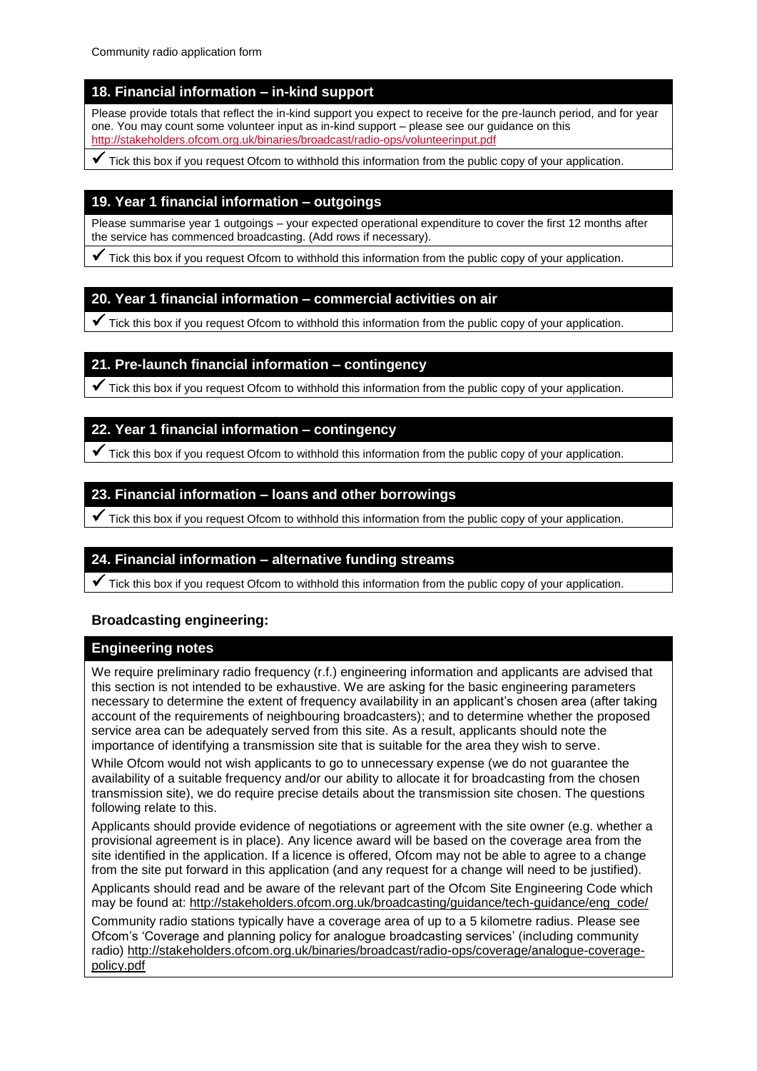## 18. Financial information – in-kind support

Please provide totals that reflect the in-kind support you expect to receive for the pre-launch period, and for year one. You may count some volunteer input as in-kind support – please see our guidance on this http://stakeholders.ofcom.org.uk/binaries/broadcast/radio-ops/volunteerinput.pdf

✓ Tick this box if you request Ofcom to withhold this information from the public copy of your application.

## 19. Year 1 financial information – outgoings

Please summarise year 1 outgoings – your expected operational expenditure to cover the first 12 months after the service has commenced broadcasting. (Add rows if necessary).

✓ Tick this box if you request Ofcom to withhold this information from the public copy of your application.

## 20. Year 1 financial information – commercial activities on air

✓ Tick this box if you request Ofcom to withhold this information from the public copy of your application.

## 21. Pre-launch financial information – contingency

✓ Tick this box if you request Ofcom to withhold this information from the public copy of your application.

## 22. Year 1 financial information – contingency

✓ Tick this box if you request Ofcom to withhold this information from the public copy of your application.

## 23. Financial information – loans and other borrowings

✓ Tick this box if you request Ofcom to withhold this information from the public copy of your application.

## 24. Financial information – alternative funding streams

✓ Tick this box if you request Ofcom to withhold this information from the public copy of your application.

### Broadcasting engineering:

## Engineering notes

We require preliminary radio frequency (r.f.) engineering information and applicants are advised that this section is not intended to be exhaustive. We are asking for the basic engineering parameters necessary to determine the extent of frequency availability in an applicant's chosen area (after taking account of the requirements of neighbouring broadcasters); and to determine whether the proposed service area can be adequately served from this site. As a result, applicants should note the importance of identifying a transmission site that is suitable for the area they wish to serve.

While Ofcom would not wish applicants to go to unnecessary expense (we do not guarantee the availability of a suitable frequency and/or our ability to allocate it for broadcasting from the chosen transmission site), we do require precise details about the transmission site chosen. The questions following relate to this.

Applicants should provide evidence of negotiations or agreement with the site owner (e.g. whether a provisional agreement is in place). Any licence award will be based on the coverage area from the site identified in the application. If a licence is offered, Ofcom may not be able to agree to a change from the site put forward in this application (and any request for a change will need to be justified).

Applicants should read and be aware of the relevant part of the Ofcom Site Engineering Code which may be found at: http://stakeholders.ofcom.org.uk/broadcasting/guidance/tech-guidance/eng_code/

Community radio stations typically have a coverage area of up to a 5 kilometre radius. Please see Ofcom's 'Coverage and planning policy for analogue broadcasting services' (including community radio) http://stakeholders.ofcom.org.uk/binaries/broadcast/radio-ops/coverage/analogue-coverage-policy.pdf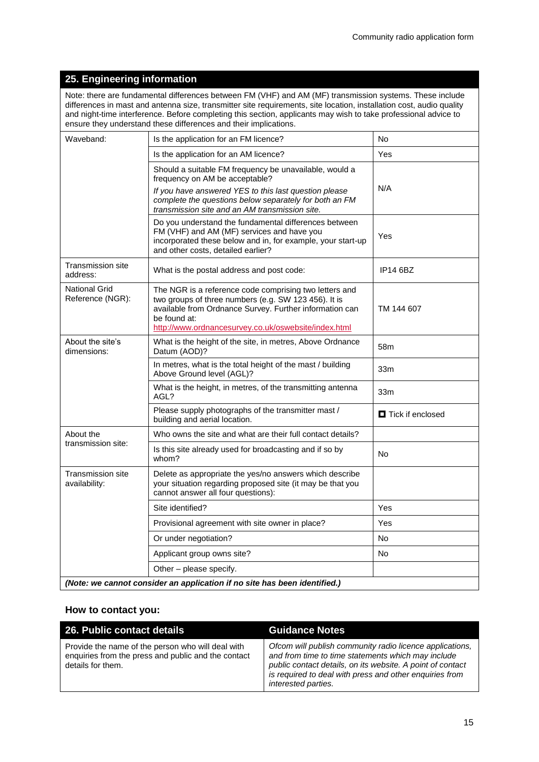## 25. Engineering information

Note: there are fundamental differences between FM (VHF) and AM (MF) transmission systems. These include differences in mast and antenna size, transmitter site requirements, site location, installation cost, audio quality and night-time interference. Before completing this section, applicants may wish to take professional advice to ensure they understand these differences and their implications.

| | | |
|---|---|---|
| Waveband: | Is the application for an FM licence? | No |
| | Is the application for an AM licence? | Yes |
| | Should a suitable FM frequency be unavailable, would a frequency on AM be acceptable? *If you have answered YES to this last question please complete the questions below separately for both an FM transmission site and an AM transmission site.* | N/A |
| | Do you understand the fundamental differences between FM (VHF) and AM (MF) services and have you incorporated these below and in, for example, your start-up and other costs, detailed earlier? | Yes |
| Transmission site address: | What is the postal address and post code: | IP14 6BZ |
| National Grid Reference (NGR): | The NGR is a reference code comprising two letters and two groups of three numbers (e.g. SW 123 456). It is available from Ordnance Survey. Further information can be found at: http://www.ordnancesurvey.co.uk/oswebsite/index.html | TM 144 607 |
| About the site's dimensions: | What is the height of the site, in metres, Above Ordnance Datum (AOD)? | 58m |
| | In metres, what is the total height of the mast / building Above Ground level (AGL)? | 33m |
| | What is the height, in metres, of the transmitting antenna AGL? | 33m |
| | Please supply photographs of the transmitter mast / building and aerial location. | ☐ Tick if enclosed |
| About the transmission site: | Who owns the site and what are their full contact details? | |
| | Is this site already used for broadcasting and if so by whom? | No |
| Transmission site availability: | Delete as appropriate the yes/no answers which describe your situation regarding proposed site (it may be that you cannot answer all four questions): | |
| | Site identified? | Yes |
| | Provisional agreement with site owner in place? | Yes |
| | Or under negotiation? | No |
| | Applicant group owns site? | No |
| | Other – please specify. | |

***(Note: we cannot consider an application if no site has been identified.)***

### How to contact you:

| 26. Public contact details | Guidance Notes |
|---|---|
| Provide the name of the person who will deal with enquiries from the press and public and the contact details for them. | *Ofcom will publish community radio licence applications, and from time to time statements which may include public contact details, on its website. A point of contact is required to deal with press and other enquiries from interested parties.* |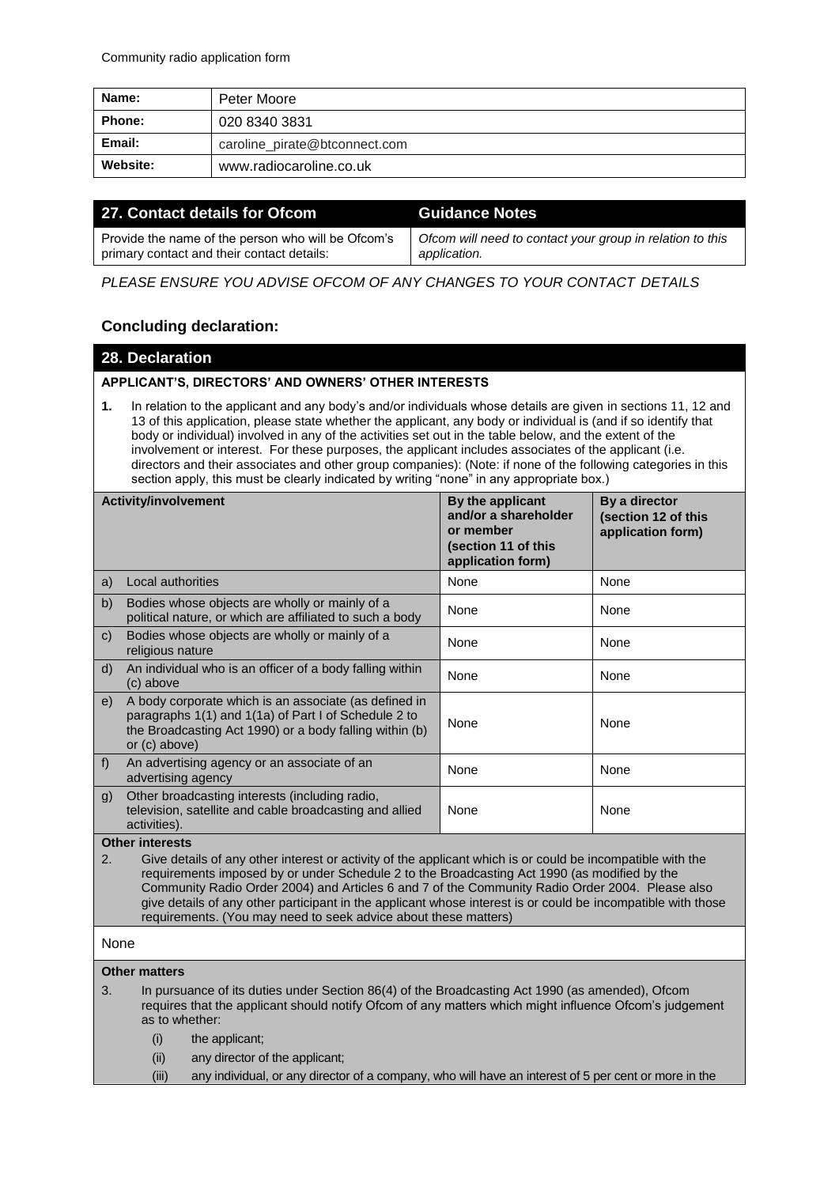| Name: | Peter Moore |
|---|---|
| Phone: | 020 8340 3831 |
| Email: | caroline_pirate@btconnect.com |
| Website: | www.radiocaroline.co.uk |

| 27. Contact details for Ofcom | Guidance Notes |
|---|---|
| Provide the name of the person who will be Ofcom's primary contact and their contact details: | *Ofcom will need to contact your group in relation to this application.* |

*PLEASE ENSURE YOU ADVISE OFCOM OF ANY CHANGES TO YOUR CONTACT DETAILS*

## Concluding declaration:

### 28. Declaration

**APPLICANT'S, DIRECTORS' AND OWNERS' OTHER INTERESTS**

**1.** In relation to the applicant and any body's and/or individuals whose details are given in sections 11, 12 and 13 of this application, please state whether the applicant, any body or individual is (and if so identify that body or individual) involved in any of the activities set out in the table below, and the extent of the involvement or interest. For these purposes, the applicant includes associates of the applicant (i.e. directors and their associates and other group companies): (Note: if none of the following categories in this section apply, this must be clearly indicated by writing "none" in any appropriate box.)

| Activity/involvement | By the applicant and/or a shareholder or member (section 11 of this application form) | By a director (section 12 of this application form) |
|---|---|---|
| a) Local authorities | None | None |
| b) Bodies whose objects are wholly or mainly of a political nature, or which are affiliated to such a body | None | None |
| c) Bodies whose objects are wholly or mainly of a religious nature | None | None |
| d) An individual who is an officer of a body falling within (c) above | None | None |
| e) A body corporate which is an associate (as defined in paragraphs 1(1) and 1(1a) of Part I of Schedule 2 to the Broadcasting Act 1990) or a body falling within (b) or (c) above) | None | None |
| f) An advertising agency or an associate of an advertising agency | None | None |
| g) Other broadcasting interests (including radio, television, satellite and cable broadcasting and allied activities). | None | None |

**Other interests**

2. Give details of any other interest or activity of the applicant which is or could be incompatible with the requirements imposed by or under Schedule 2 to the Broadcasting Act 1990 (as modified by the Community Radio Order 2004) and Articles 6 and 7 of the Community Radio Order 2004. Please also give details of any other participant in the applicant whose interest is or could be incompatible with those requirements. (You may need to seek advice about these matters)

None

**Other matters**

3. In pursuance of its duties under Section 86(4) of the Broadcasting Act 1990 (as amended), Ofcom requires that the applicant should notify Ofcom of any matters which might influence Ofcom's judgement as to whether:

   (i) the applicant;

   (ii) any director of the applicant;

   (iii) any individual, or any director of a company, who will have an interest of 5 per cent or more in the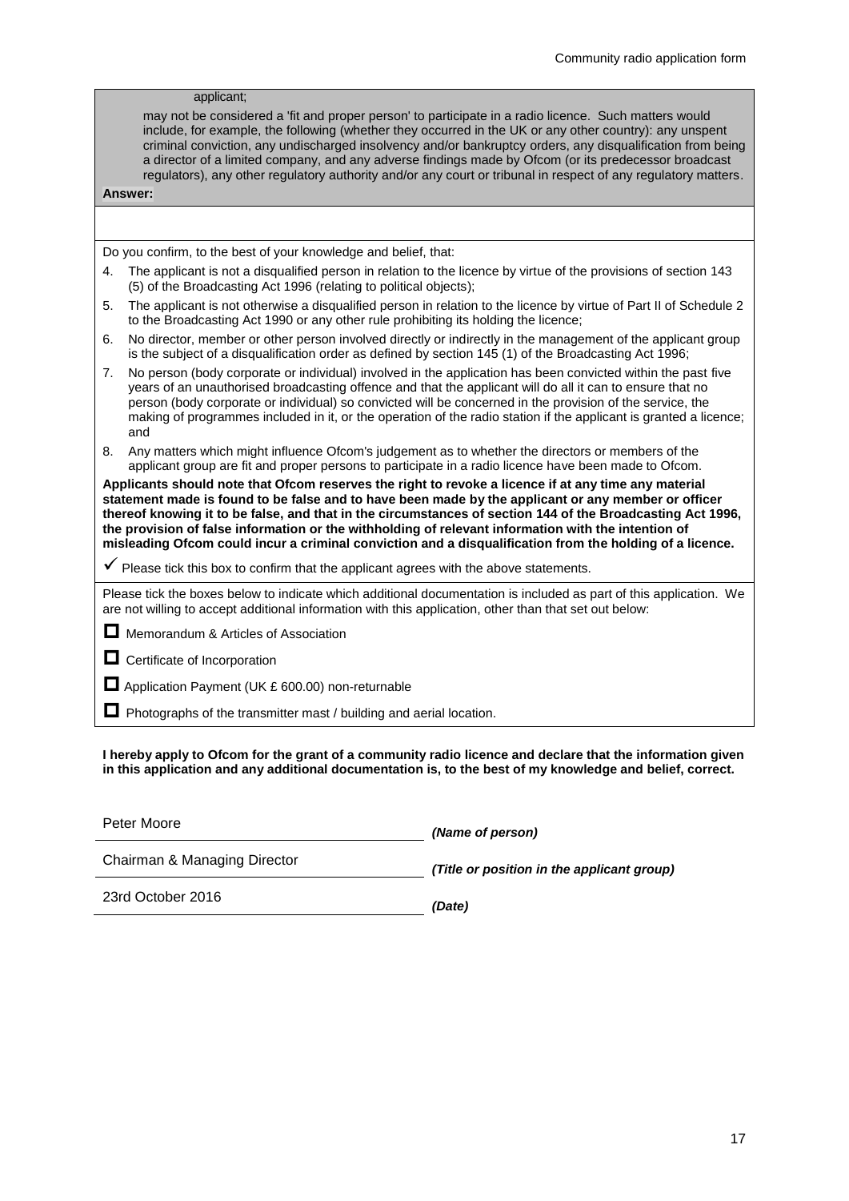applicant;

may not be considered a 'fit and proper person' to participate in a radio licence. Such matters would include, for example, the following (whether they occurred in the UK or any other country): any unspent criminal conviction, any undischarged insolvency and/or bankruptcy orders, any disqualification from being a director of a limited company, and any adverse findings made by Ofcom (or its predecessor broadcast regulators), any other regulatory authority and/or any court or tribunal in respect of any regulatory matters.

**Answer:**

Do you confirm, to the best of your knowledge and belief, that:

4. The applicant is not a disqualified person in relation to the licence by virtue of the provisions of section 143 (5) of the Broadcasting Act 1996 (relating to political objects);
5. The applicant is not otherwise a disqualified person in relation to the licence by virtue of Part II of Schedule 2 to the Broadcasting Act 1990 or any other rule prohibiting its holding the licence;
6. No director, member or other person involved directly or indirectly in the management of the applicant group is the subject of a disqualification order as defined by section 145 (1) of the Broadcasting Act 1996;
7. No person (body corporate or individual) involved in the application has been convicted within the past five years of an unauthorised broadcasting offence and that the applicant will do all it can to ensure that no person (body corporate or individual) so convicted will be concerned in the provision of the service, the making of programmes included in it, or the operation of the radio station if the applicant is granted a licence; and
8. Any matters which might influence Ofcom's judgement as to whether the directors or members of the applicant group are fit and proper persons to participate in a radio licence have been made to Ofcom.

**Applicants should note that Ofcom reserves the right to revoke a licence if at any time any material statement made is found to be false and to have been made by the applicant or any member or officer thereof knowing it to be false, and that in the circumstances of section 144 of the Broadcasting Act 1996, the provision of false information or the withholding of relevant information with the intention of misleading Ofcom could incur a criminal conviction and a disqualification from the holding of a licence.**

✓ Please tick this box to confirm that the applicant agrees with the above statements.

Please tick the boxes below to indicate which additional documentation is included as part of this application. We are not willing to accept additional information with this application, other than that set out below:

☐ Memorandum & Articles of Association

☐ Certificate of Incorporation

☐ Application Payment (UK £ 600.00) non-returnable

☐ Photographs of the transmitter mast / building and aerial location.

**I hereby apply to Ofcom for the grant of a community radio licence and declare that the information given in this application and any additional documentation is, to the best of my knowledge and belief, correct.**

Peter Moore ***(Name of person)***

Chairman & Managing Director ***(Title or position in the applicant group)***

23rd October 2016 ***(Date)***